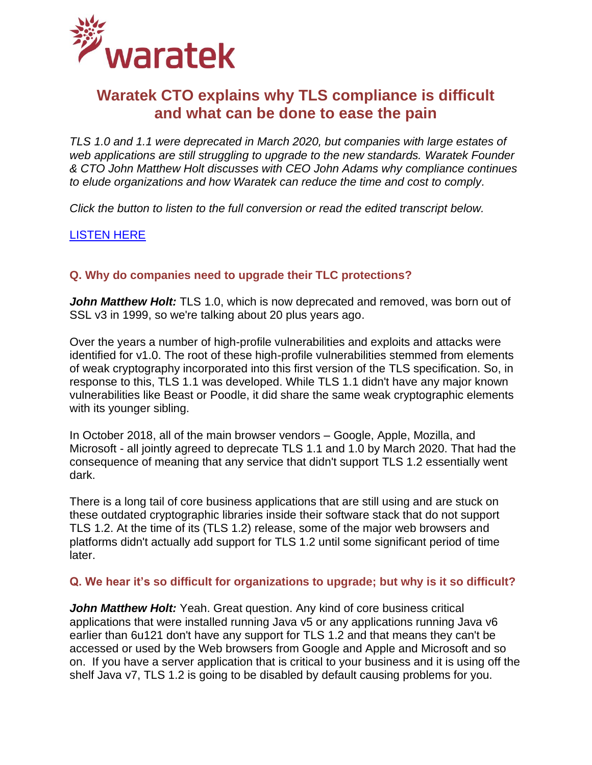# Waratek CTO explains why TLS compliance is difficult and what can be done to ease the pain

*TLS 1.0 and 1.1 were deprecated in March 2020, but companies with large estates of web applications are still struggling to upgrade to the new standards. Waratek Founder & CTO John Matthew Holt discusses with CEO John Adams why compliance continues to elude organizations and how Waratek can reduce the time and cost to comply.*

*Click the button to listen to the full conversion or read the edited transcript below.*

LISTEN HERE

## Q. Why do companies need to upgrade their TLC protections?

***John Matthew Holt:*** TLS 1.0, which is now deprecated and removed, was born out of SSL v3 in 1999, so we're talking about 20 plus years ago.

Over the years a number of high-profile vulnerabilities and exploits and attacks were identified for v1.0. The root of these high-profile vulnerabilities stemmed from elements of weak cryptography incorporated into this first version of the TLS specification. So, in response to this, TLS 1.1 was developed. While TLS 1.1 didn't have any major known vulnerabilities like Beast or Poodle, it did share the same weak cryptographic elements with its younger sibling.

In October 2018, all of the main browser vendors – Google, Apple, Mozilla, and Microsoft - all jointly agreed to deprecate TLS 1.1 and 1.0 by March 2020. That had the consequence of meaning that any service that didn't support TLS 1.2 essentially went dark.

There is a long tail of core business applications that are still using and are stuck on these outdated cryptographic libraries inside their software stack that do not support TLS 1.2. At the time of its (TLS 1.2) release, some of the major web browsers and platforms didn't actually add support for TLS 1.2 until some significant period of time later.

## Q. We hear it's so difficult for organizations to upgrade; but why is it so difficult?

***John Matthew Holt:*** Yeah. Great question. Any kind of core business critical applications that were installed running Java v5 or any applications running Java v6 earlier than 6u121 don't have any support for TLS 1.2 and that means they can't be accessed or used by the Web browsers from Google and Apple and Microsoft and so on. If you have a server application that is critical to your business and it is using off the shelf Java v7, TLS 1.2 is going to be disabled by default causing problems for you.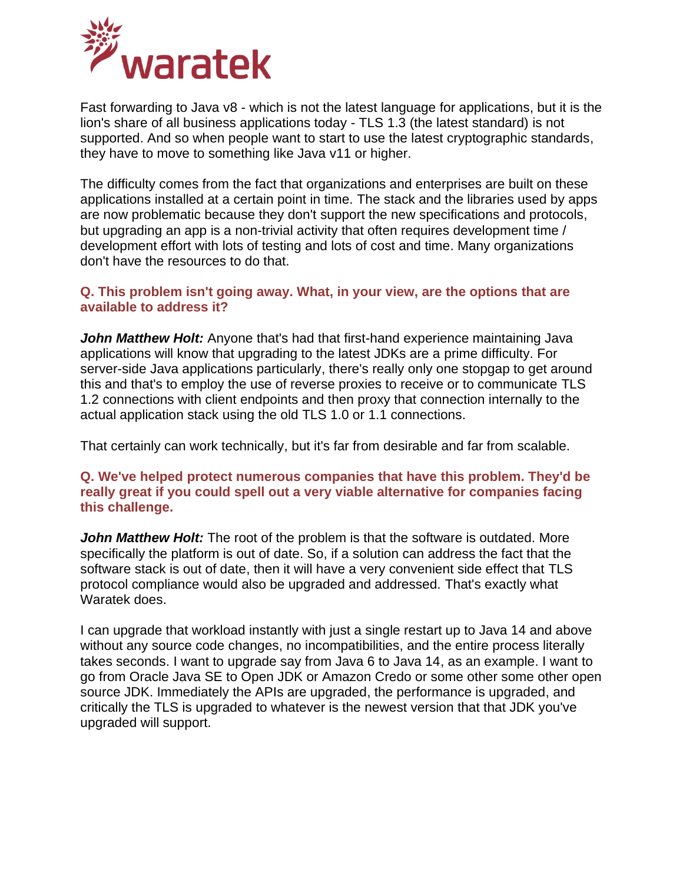Fast forwarding to Java v8 - which is not the latest language for applications, but it is the lion's share of all business applications today - TLS 1.3 (the latest standard) is not supported. And so when people want to start to use the latest cryptographic standards, they have to move to something like Java v11 or higher.

The difficulty comes from the fact that organizations and enterprises are built on these applications installed at a certain point in time. The stack and the libraries used by apps are now problematic because they don't support the new specifications and protocols, but upgrading an app is a non-trivial activity that often requires development time / development effort with lots of testing and lots of cost and time. Many organizations don't have the resources to do that.

**Q. This problem isn't going away. What, in your view, are the options that are available to address it?**

***John Matthew Holt:*** Anyone that's had that first-hand experience maintaining Java applications will know that upgrading to the latest JDKs are a prime difficulty. For server-side Java applications particularly, there's really only one stopgap to get around this and that's to employ the use of reverse proxies to receive or to communicate TLS 1.2 connections with client endpoints and then proxy that connection internally to the actual application stack using the old TLS 1.0 or 1.1 connections.

That certainly can work technically, but it's far from desirable and far from scalable.

**Q. We've helped protect numerous companies that have this problem. They'd be really great if you could spell out a very viable alternative for companies facing this challenge.**

***John Matthew Holt:*** The root of the problem is that the software is outdated. More specifically the platform is out of date. So, if a solution can address the fact that the software stack is out of date, then it will have a very convenient side effect that TLS protocol compliance would also be upgraded and addressed. That's exactly what Waratek does.

I can upgrade that workload instantly with just a single restart up to Java 14 and above without any source code changes, no incompatibilities, and the entire process literally takes seconds. I want to upgrade say from Java 6 to Java 14, as an example. I want to go from Oracle Java SE to Open JDK or Amazon Credo or some other some other open source JDK. Immediately the APIs are upgraded, the performance is upgraded, and critically the TLS is upgraded to whatever is the newest version that that JDK you've upgraded will support.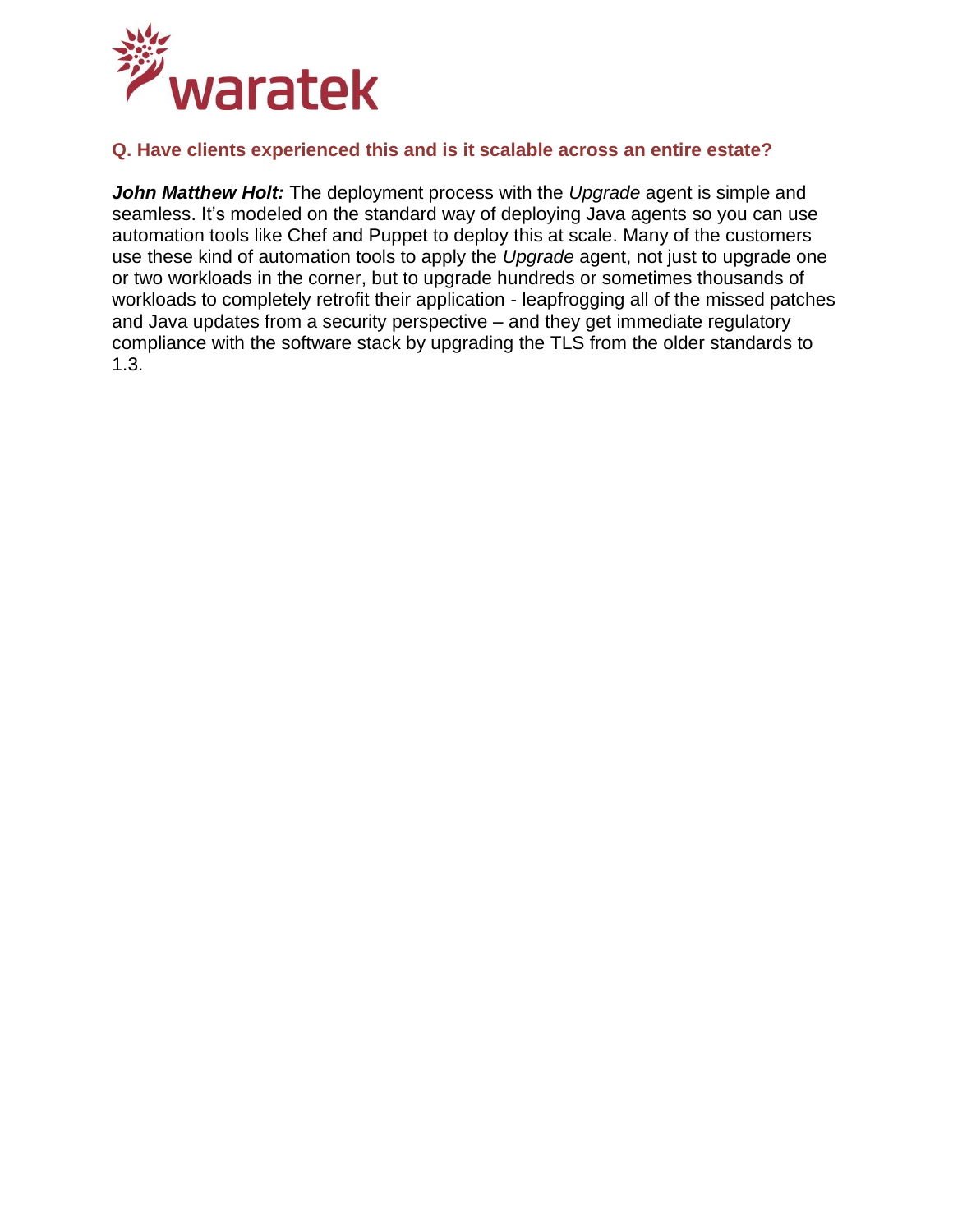**Q. Have clients experienced this and is it scalable across an entire estate?**

***John Matthew Holt:*** The deployment process with the *Upgrade* agent is simple and seamless. It's modeled on the standard way of deploying Java agents so you can use automation tools like Chef and Puppet to deploy this at scale. Many of the customers use these kind of automation tools to apply the *Upgrade* agent, not just to upgrade one or two workloads in the corner, but to upgrade hundreds or sometimes thousands of workloads to completely retrofit their application - leapfrogging all of the missed patches and Java updates from a security perspective – and they get immediate regulatory compliance with the software stack by upgrading the TLS from the older standards to 1.3.